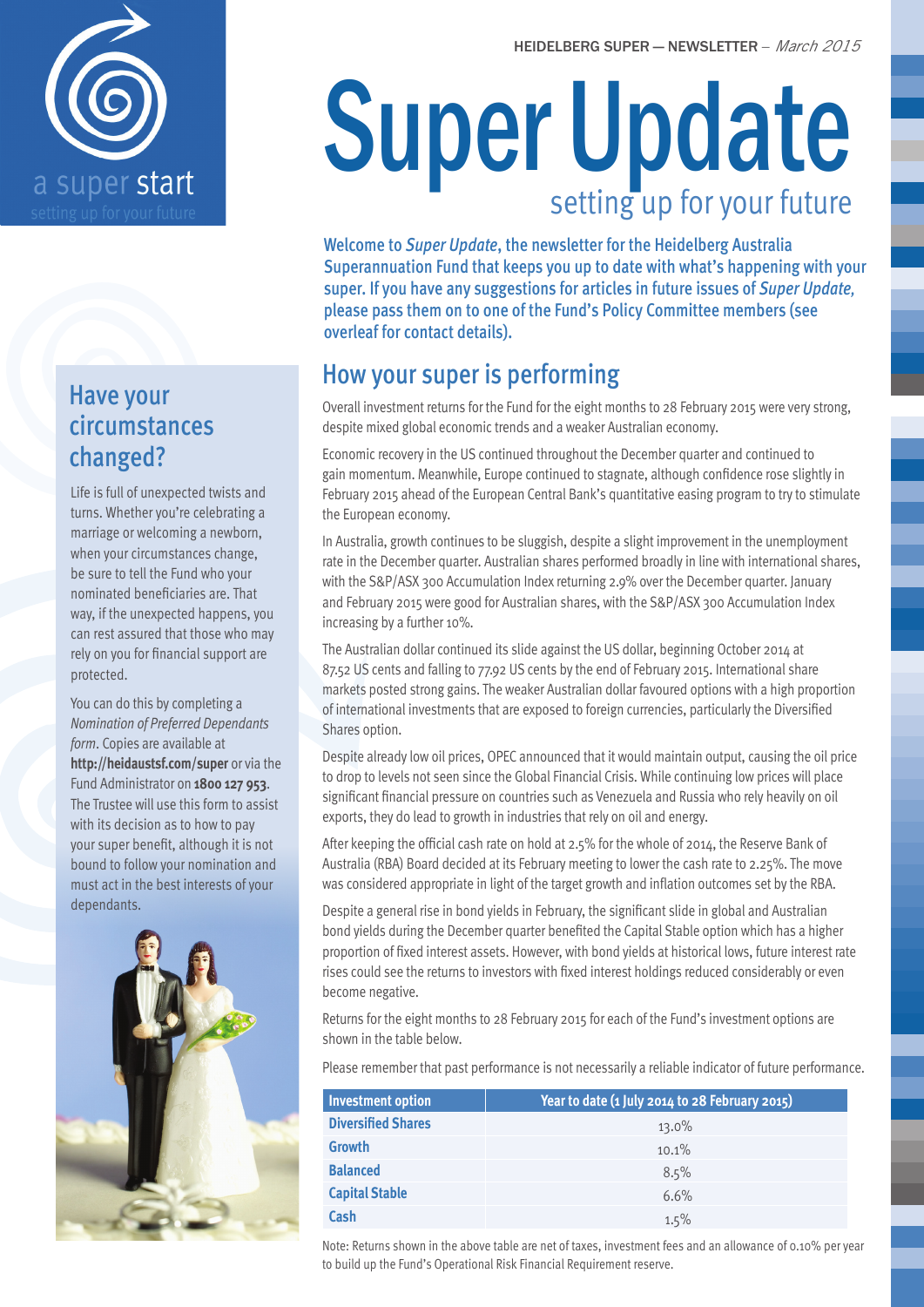HEIDELBERG SUPER — NEWSLETTER – *March 2015*

a super start

setting up for your future

# Super Update

setting up for your future

Welcome to *Super Update*, the newsletter for the Heidelberg Australia Superannuation Fund that keeps you up to date with what's happening with your super. If you have any suggestions for articles in future issues of *Super Update*, please pass them on to one of the Fund's Policy Committee members (see overleaf for contact details).

## How your super is performing

Overall investment returns for the Fund for the eight months to 28 February 2015 were very strong, despite mixed global economic trends and a weaker Australian economy.

Economic recovery in the US continued throughout the December quarter and continued to gain momentum. Meanwhile, Europe continued to stagnate, although confidence rose slightly in February 2015 ahead of the European Central Bank's quantitative easing program to try to stimulate the European economy.

In Australia, growth continues to be sluggish, despite a slight improvement in the unemployment rate in the December quarter. Australian shares performed broadly in line with international shares, with the S&P/ASX 300 Accumulation Index returning 2.9% over the December quarter. January and February 2015 were good for Australian shares, with the S&P/ASX 300 Accumulation Index increasing by a further 10%.

The Australian dollar continued its slide against the US dollar, beginning October 2014 at 87.52 US cents and falling to 77.92 US cents by the end of February 2015. International share markets posted strong gains. The weaker Australian dollar favoured options with a high proportion of international investments that are exposed to foreign currencies, particularly the Diversified Shares option.

Despite already low oil prices, OPEC announced that it would maintain output, causing the oil price to drop to levels not seen since the Global Financial Crisis. While continuing low prices will place significant financial pressure on countries such as Venezuela and Russia who rely heavily on oil exports, they do lead to growth in industries that rely on oil and energy.

After keeping the official cash rate on hold at 2.5% for the whole of 2014, the Reserve Bank of Australia (RBA) Board decided at its February meeting to lower the cash rate to 2.25%. The move was considered appropriate in light of the target growth and inflation outcomes set by the RBA.

Despite a general rise in bond yields in February, the significant slide in global and Australian bond yields during the December quarter benefited the Capital Stable option which has a higher proportion of fixed interest assets. However, with bond yields at historical lows, future interest rate rises could see the returns to investors with fixed interest holdings reduced considerably or even become negative.

Returns for the eight months to 28 February 2015 for each of the Fund's investment options are shown in the table below.

Please remember that past performance is not necessarily a reliable indicator of future performance.

| Investment option | Year to date (1 July 2014 to 28 February 2015) |
|---|---|
| **Diversified Shares** | 13.0% |
| **Growth** | 10.1% |
| **Balanced** | 8.5% |
| **Capital Stable** | 6.6% |
| **Cash** | 1.5% |

Note: Returns shown in the above table are net of taxes, investment fees and an allowance of 0.10% per year to build up the Fund's Operational Risk Financial Requirement reserve.

## Have your circumstances changed?

Life is full of unexpected twists and turns. Whether you're celebrating a marriage or welcoming a newborn, when your circumstances change, be sure to tell the Fund who your nominated beneficiaries are. That way, if the unexpected happens, you can rest assured that those who may rely on you for financial support are protected.

You can do this by completing a *Nomination of Preferred Dependants form*. Copies are available at **http://heidaustsf.com/super** or via the Fund Administrator on **1800 127 953**. The Trustee will use this form to assist with its decision as to how to pay your super benefit, although it is not bound to follow your nomination and must act in the best interests of your dependants.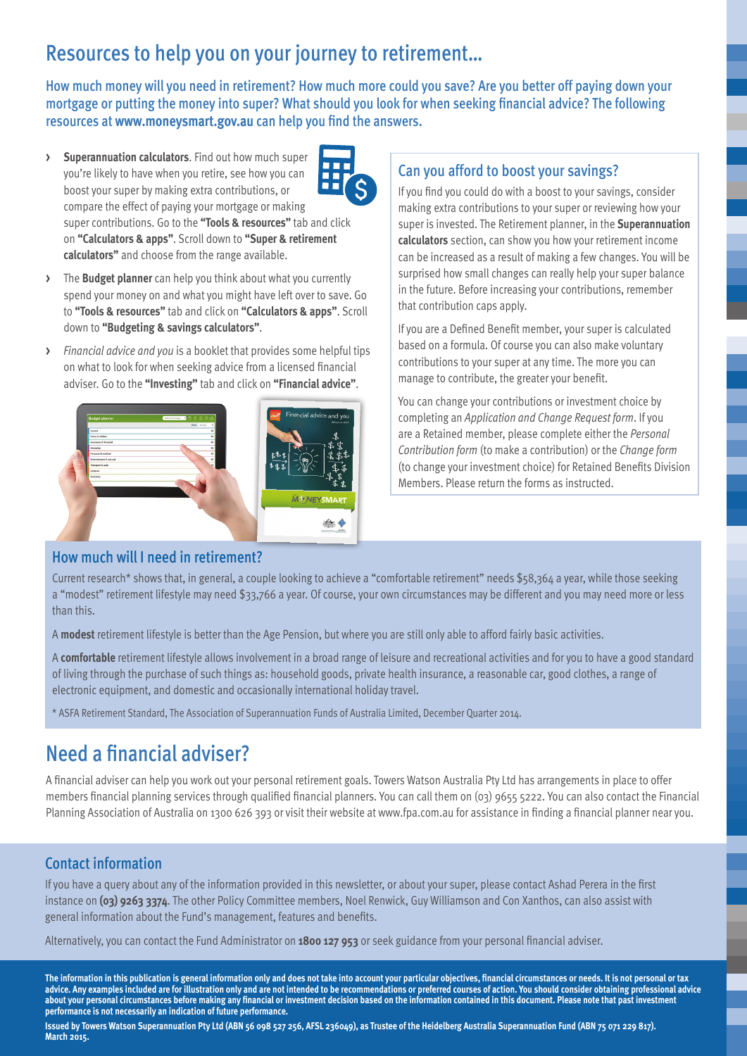# Resources to help you on your journey to retirement...

How much money will you need in retirement? How much more could you save? Are you better off paying down your mortgage or putting the money into super? What should you look for when seeking financial advice? The following resources at **www.moneysmart.gov.au** can help you find the answers.

- **Superannuation calculators**. Find out how much super you're likely to have when you retire, see how you can boost your super by making extra contributions, or compare the effect of paying your mortgage or making super contributions. Go to the **"Tools & resources"** tab and click on **"Calculators & apps"**. Scroll down to **"Super & retirement calculators"** and choose from the range available.
- The **Budget planner** can help you think about what you currently spend your money on and what you might have left over to save. Go to **"Tools & resources"** tab and click on **"Calculators & apps"**. Scroll down to **"Budgeting & savings calculators"**.
- *Financial advice and you* is a booklet that provides some helpful tips on what to look for when seeking advice from a licensed financial adviser. Go to the **"Investing"** tab and click on **"Financial advice"**.

## Can you afford to boost your savings?

If you find you could do with a boost to your savings, consider making extra contributions to your super or reviewing how your super is invested. The Retirement planner, in the **Superannuation calculators** section, can show you how your retirement income can be increased as a result of making a few changes. You will be surprised how small changes can really help your super balance in the future. Before increasing your contributions, remember that contribution caps apply.

If you are a Defined Benefit member, your super is calculated based on a formula. Of course you can also make voluntary contributions to your super at any time. The more you can manage to contribute, the greater your benefit.

You can change your contributions or investment choice by completing an *Application and Change Request form*. If you are a Retained member, please complete either the *Personal Contribution form* (to make a contribution) or the *Change form* (to change your investment choice) for Retained Benefits Division Members. Please return the forms as instructed.

## How much will I need in retirement?

Current research* shows that, in general, a couple looking to achieve a "comfortable retirement" needs $58,364 a year, while those seeking a "modest" retirement lifestyle may need $33,766 a year. Of course, your own circumstances may be different and you may need more or less than this.

A **modest** retirement lifestyle is better than the Age Pension, but where you are still only able to afford fairly basic activities.

A **comfortable** retirement lifestyle allows involvement in a broad range of leisure and recreational activities and for you to have a good standard of living through the purchase of such things as: household goods, private health insurance, a reasonable car, good clothes, a range of electronic equipment, and domestic and occasionally international holiday travel.

* ASFA Retirement Standard, The Association of Superannuation Funds of Australia Limited, December Quarter 2014.

# Need a financial adviser?

A financial adviser can help you work out your personal retirement goals. Towers Watson Australia Pty Ltd has arrangements in place to offer members financial planning services through qualified financial planners. You can call them on (03) 9655 5222. You can also contact the Financial Planning Association of Australia on 1300 626 393 or visit their website at www.fpa.com.au for assistance in finding a financial planner near you.

## Contact information

If you have a query about any of the information provided in this newsletter, or about your super, please contact Ashad Perera in the first instance on **(03) 9263 3374**. The other Policy Committee members, Noel Renwick, Guy Williamson and Con Xanthos, can also assist with general information about the Fund's management, features and benefits.

Alternatively, you can contact the Fund Administrator on **1800 127 953** or seek guidance from your personal financial adviser.

**The information in this publication is general information only and does not take into account your particular objectives, financial circumstances or needs. It is not personal or tax advice. Any examples included are for illustration only and are not intended to be recommendations or preferred courses of action. You should consider obtaining professional advice about your personal circumstances before making any financial or investment decision based on the information contained in this document. Please note that past investment performance is not necessarily an indication of future performance.**

**Issued by Towers Watson Superannuation Pty Ltd (ABN 56 098 527 256, AFSL 236049), as Trustee of the Heidelberg Australia Superannuation Fund (ABN 75 071 229 817). March 2015.**